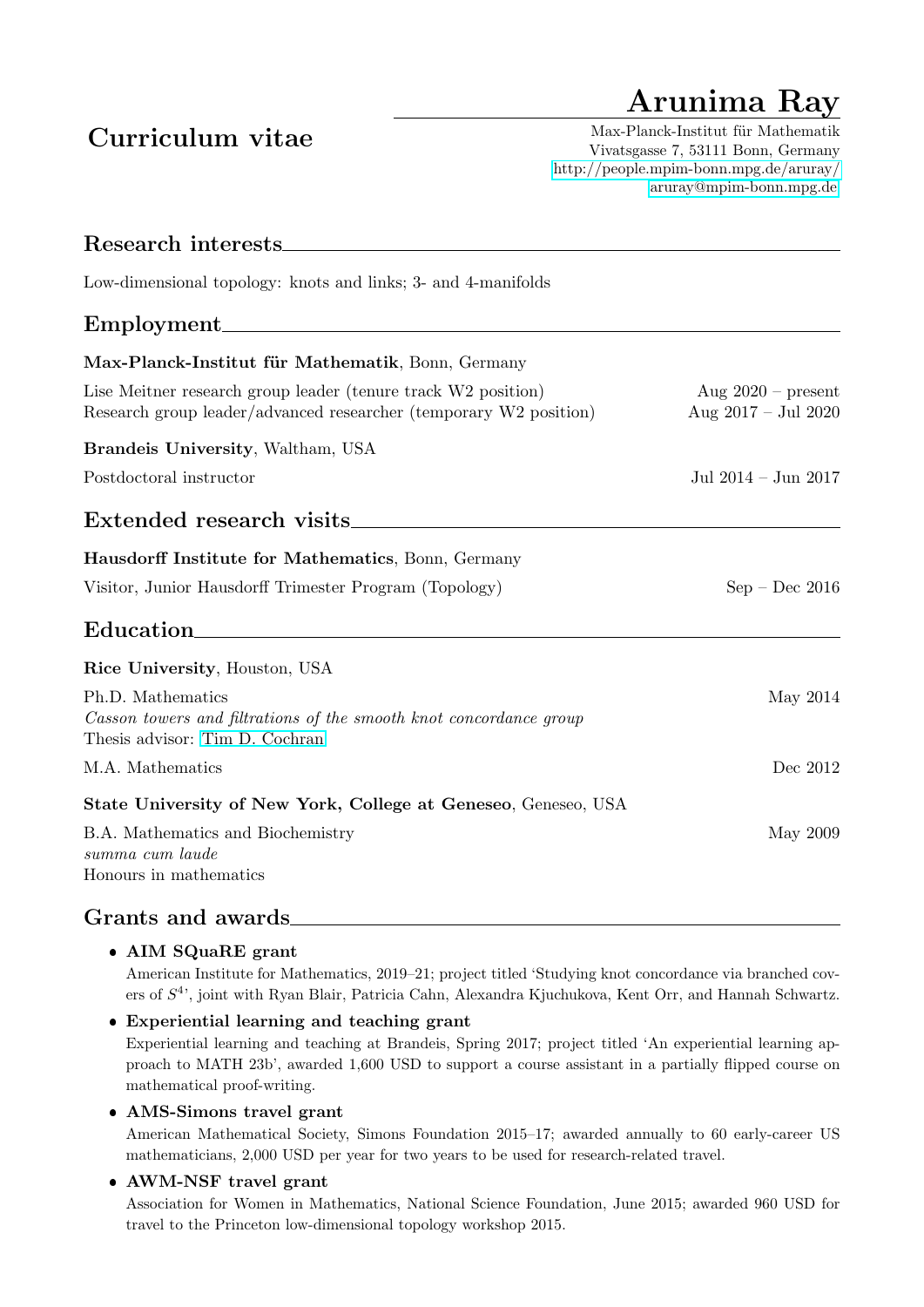# Arunima Ray

## Curriculum vitae

Max-Planck-Institut für Mathematik
Vivatsgasse 7, 53111 Bonn, Germany
http://people.mpim-bonn.mpg.de/aruray/
aruray@mpim-bonn.mpg.de

## Research interests

Low-dimensional topology: knots and links; 3- and 4-manifolds

## Employment

**Max-Planck-Institut für Mathematik**, Bonn, Germany

Lise Meitner research group leader (tenure track W2 position) — Aug 2020 – present
Research group leader/advanced researcher (temporary W2 position) — Aug 2017 – Jul 2020

**Brandeis University**, Waltham, USA

Postdoctoral instructor — Jul 2014 – Jun 2017

## Extended research visits

**Hausdorff Institute for Mathematics**, Bonn, Germany

Visitor, Junior Hausdorff Trimester Program (Topology) — Sep – Dec 2016

## Education

**Rice University**, Houston, USA

Ph.D. Mathematics — May 2014
*Casson towers and filtrations of the smooth knot concordance group*
Thesis advisor: Tim D. Cochran

M.A. Mathematics — Dec 2012

**State University of New York, College at Geneseo**, Geneseo, USA

B.A. Mathematics and Biochemistry — May 2009
*summa cum laude*
Honours in mathematics

## Grants and awards

- **AIM SQuaRE grant**
  American Institute for Mathematics, 2019–21; project titled 'Studying knot concordance via branched covers of $S^4$', joint with Ryan Blair, Patricia Cahn, Alexandra Kjuchukova, Kent Orr, and Hannah Schwartz.
- **Experiential learning and teaching grant**
  Experiential learning and teaching at Brandeis, Spring 2017; project titled 'An experiential learning approach to MATH 23b', awarded 1,600 USD to support a course assistant in a partially flipped course on mathematical proof-writing.
- **AMS-Simons travel grant**
  American Mathematical Society, Simons Foundation 2015–17; awarded annually to 60 early-career US mathematicians, 2,000 USD per year for two years to be used for research-related travel.
- **AWM-NSF travel grant**
  Association for Women in Mathematics, National Science Foundation, June 2015; awarded 960 USD for travel to the Princeton low-dimensional topology workshop 2015.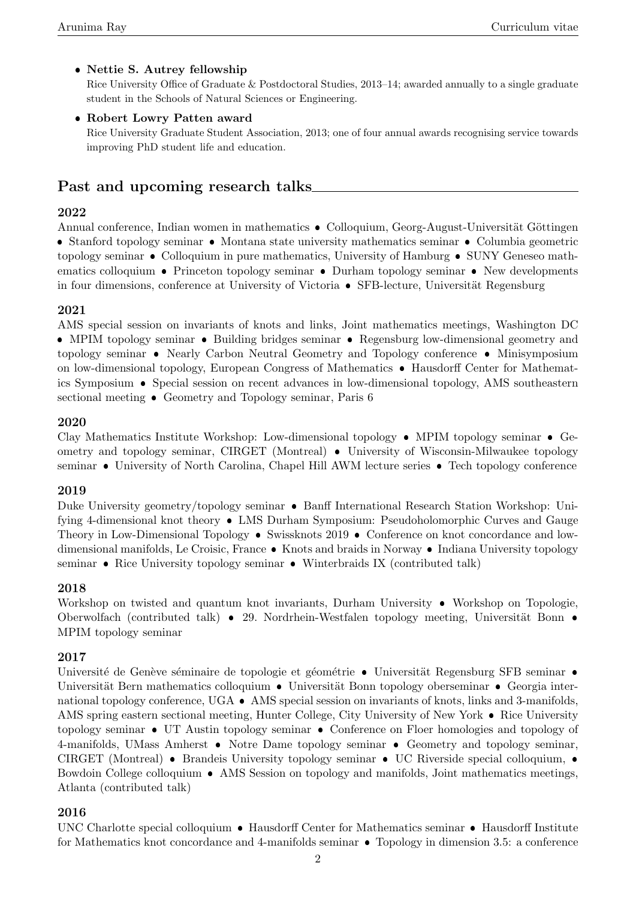- **Nettie S. Autrey fellowship**
  Rice University Office of Graduate & Postdoctoral Studies, 2013–14; awarded annually to a single graduate student in the Schools of Natural Sciences or Engineering.
- **Robert Lowry Patten award**
  Rice University Graduate Student Association, 2013; one of four annual awards recognising service towards improving PhD student life and education.

## Past and upcoming research talks

### 2022

Annual conference, Indian women in mathematics • Colloquium, Georg-August-Universität Göttingen • Stanford topology seminar • Montana state university mathematics seminar • Columbia geometric topology seminar • Colloquium in pure mathematics, University of Hamburg • SUNY Geneseo mathematics colloquium • Princeton topology seminar • Durham topology seminar • New developments in four dimensions, conference at University of Victoria • SFB-lecture, Universität Regensburg

### 2021

AMS special session on invariants of knots and links, Joint mathematics meetings, Washington DC • MPIM topology seminar • Building bridges seminar • Regensburg low-dimensional geometry and topology seminar • Nearly Carbon Neutral Geometry and Topology conference • Minisymposium on low-dimensional topology, European Congress of Mathematics • Hausdorff Center for Mathematics Symposium • Special session on recent advances in low-dimensional topology, AMS southeastern sectional meeting • Geometry and Topology seminar, Paris 6

### 2020

Clay Mathematics Institute Workshop: Low-dimensional topology • MPIM topology seminar • Geometry and topology seminar, CIRGET (Montreal) • University of Wisconsin-Milwaukee topology seminar • University of North Carolina, Chapel Hill AWM lecture series • Tech topology conference

### 2019

Duke University geometry/topology seminar • Banff International Research Station Workshop: Unifying 4-dimensional knot theory • LMS Durham Symposium: Pseudoholomorphic Curves and Gauge Theory in Low-Dimensional Topology • Swissknots 2019 • Conference on knot concordance and low-dimensional manifolds, Le Croisic, France • Knots and braids in Norway • Indiana University topology seminar • Rice University topology seminar • Winterbraids IX (contributed talk)

### 2018

Workshop on twisted and quantum knot invariants, Durham University • Workshop on Topologie, Oberwolfach (contributed talk) • 29. Nordrhein-Westfalen topology meeting, Universität Bonn • MPIM topology seminar

### 2017

Université de Genève séminaire de topologie et géométrie • Universität Regensburg SFB seminar • Universität Bern mathematics colloquium • Universität Bonn topology oberseminar • Georgia international topology conference, UGA • AMS special session on invariants of knots, links and 3-manifolds, AMS spring eastern sectional meeting, Hunter College, City University of New York • Rice University topology seminar • UT Austin topology seminar • Conference on Floer homologies and topology of 4-manifolds, UMass Amherst • Notre Dame topology seminar • Geometry and topology seminar, CIRGET (Montreal) • Brandeis University topology seminar • UC Riverside special colloquium, • Bowdoin College colloquium • AMS Session on topology and manifolds, Joint mathematics meetings, Atlanta (contributed talk)

### 2016

UNC Charlotte special colloquium • Hausdorff Center for Mathematics seminar • Hausdorff Institute for Mathematics knot concordance and 4-manifolds seminar • Topology in dimension 3.5: a conference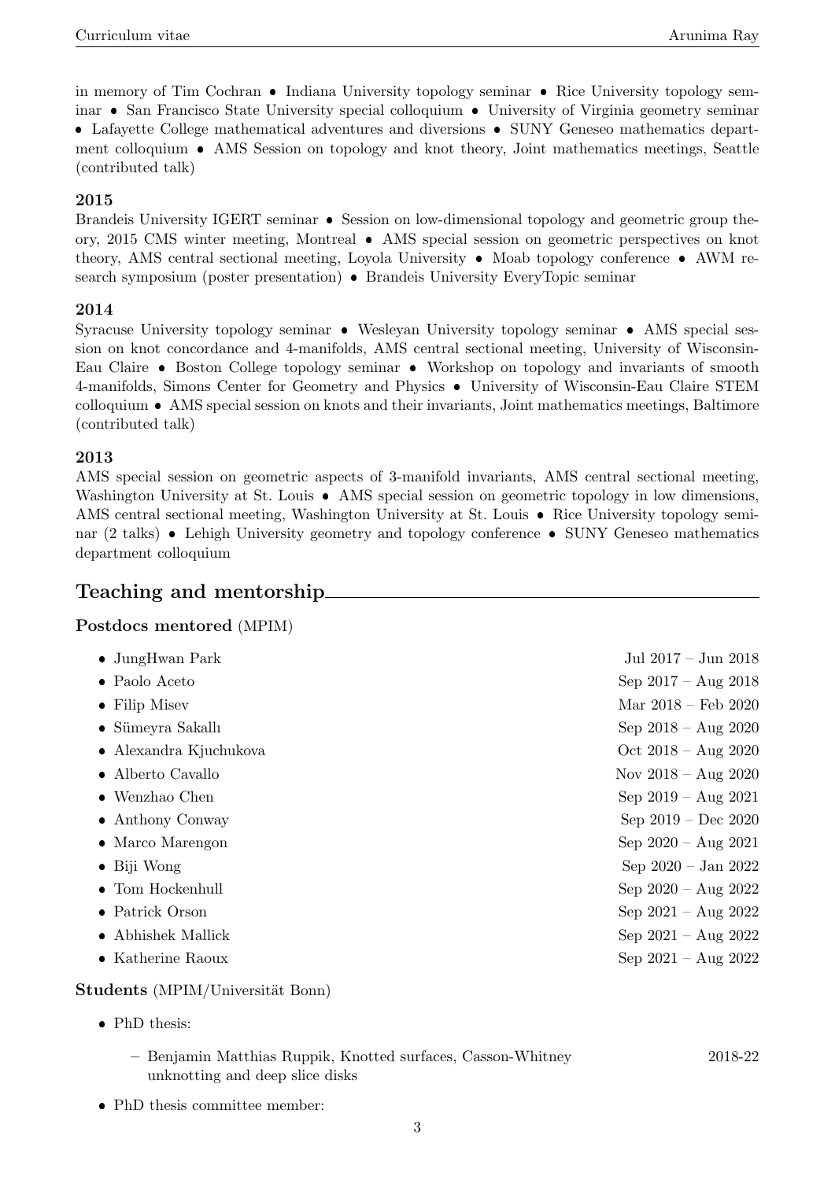in memory of Tim Cochran • Indiana University topology seminar • Rice University topology seminar • San Francisco State University special colloquium • University of Virginia geometry seminar • Lafayette College mathematical adventures and diversions • SUNY Geneseo mathematics department colloquium • AMS Session on topology and knot theory, Joint mathematics meetings, Seattle (contributed talk)

### 2015

Brandeis University IGERT seminar • Session on low-dimensional topology and geometric group theory, 2015 CMS winter meeting, Montreal • AMS special session on geometric perspectives on knot theory, AMS central sectional meeting, Loyola University • Moab topology conference • AWM research symposium (poster presentation) • Brandeis University EveryTopic seminar

### 2014

Syracuse University topology seminar • Wesleyan University topology seminar • AMS special session on knot concordance and 4-manifolds, AMS central sectional meeting, University of Wisconsin-Eau Claire • Boston College topology seminar • Workshop on topology and invariants of smooth 4-manifolds, Simons Center for Geometry and Physics • University of Wisconsin-Eau Claire STEM colloquium • AMS special session on knots and their invariants, Joint mathematics meetings, Baltimore (contributed talk)

### 2013

AMS special session on geometric aspects of 3-manifold invariants, AMS central sectional meeting, Washington University at St. Louis • AMS special session on geometric topology in low dimensions, AMS central sectional meeting, Washington University at St. Louis • Rice University topology seminar (2 talks) • Lehigh University geometry and topology conference • SUNY Geneseo mathematics department colloquium

## Teaching and mentorship

**Postdocs mentored** (MPIM)

- JungHwan Park — Jul 2017 – Jun 2018
- Paolo Aceto — Sep 2017 – Aug 2018
- Filip Misev — Mar 2018 – Feb 2020
- Sümeyra Sakallı — Sep 2018 – Aug 2020
- Alexandra Kjuchukova — Oct 2018 – Aug 2020
- Alberto Cavallo — Nov 2018 – Aug 2020
- Wenzhao Chen — Sep 2019 – Aug 2021
- Anthony Conway — Sep 2019 – Dec 2020
- Marco Marengon — Sep 2020 – Aug 2021
- Biji Wong — Sep 2020 – Jan 2022
- Tom Hockenhull — Sep 2020 – Aug 2022
- Patrick Orson — Sep 2021 – Aug 2022
- Abhishek Mallick — Sep 2021 – Aug 2022
- Katherine Raoux — Sep 2021 – Aug 2022

**Students** (MPIM/Universität Bonn)

- PhD thesis:
  - Benjamin Matthias Ruppik, Knotted surfaces, Casson-Whitney unknotting and deep slice disks — 2018-22
- PhD thesis committee member: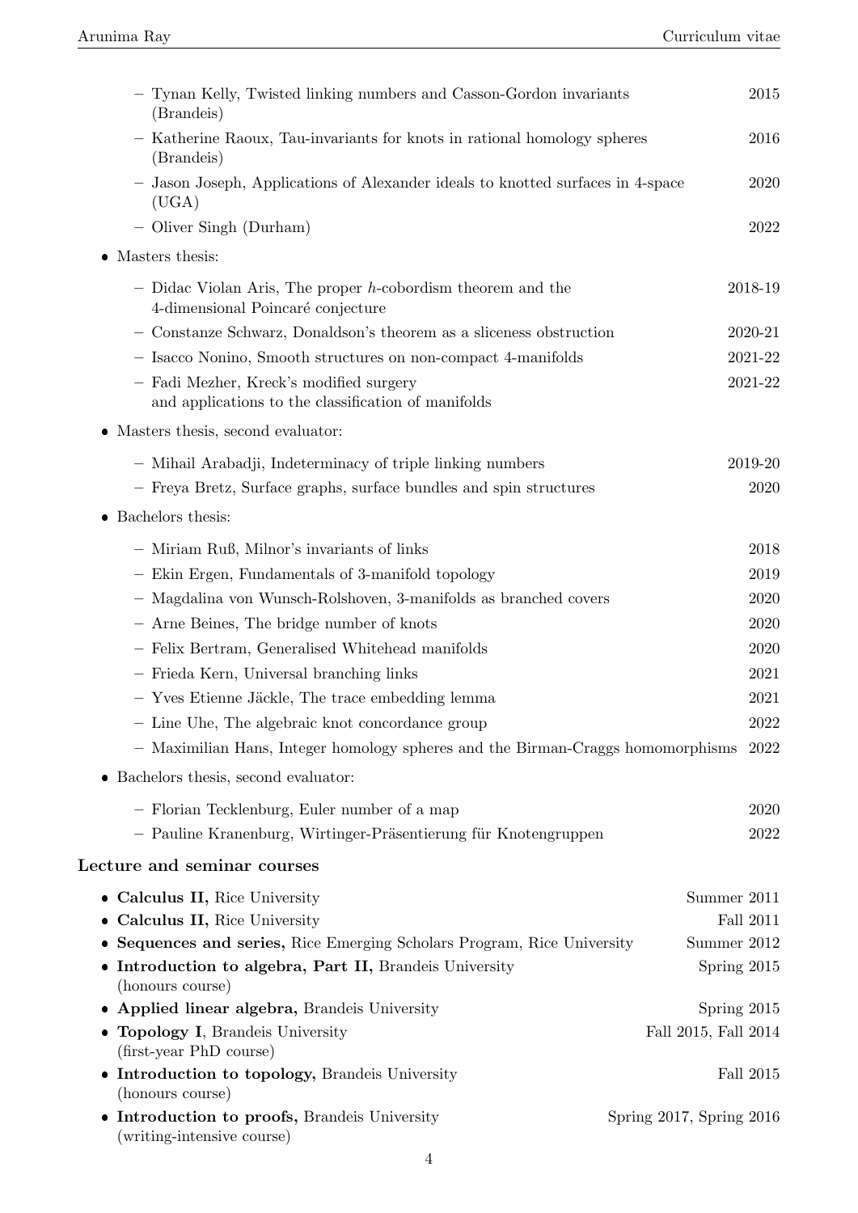- Tynan Kelly, Twisted linking numbers and Casson-Gordon invariants (Brandeis) 2015
- Katherine Raoux, Tau-invariants for knots in rational homology spheres (Brandeis) 2016
- Jason Joseph, Applications of Alexander ideals to knotted surfaces in 4-space (UGA) 2020
- Oliver Singh (Durham) 2022

- Masters thesis:
  - Didac Violan Aris, The proper $h$-cobordism theorem and the 4-dimensional Poincaré conjecture 2018-19
  - Constanze Schwarz, Donaldson's theorem as a sliceness obstruction 2020-21
  - Isacco Nonino, Smooth structures on non-compact 4-manifolds 2021-22
  - Fadi Mezher, Kreck's modified surgery and applications to the classification of manifolds 2021-22
- Masters thesis, second evaluator:
  - Mihail Arabadji, Indeterminacy of triple linking numbers 2019-20
  - Freya Bretz, Surface graphs, surface bundles and spin structures 2020
- Bachelors thesis:
  - Miriam Ruß, Milnor's invariants of links 2018
  - Ekin Ergen, Fundamentals of 3-manifold topology 2019
  - Magdalina von Wunsch-Rolshoven, 3-manifolds as branched covers 2020
  - Arne Beines, The bridge number of knots 2020
  - Felix Bertram, Generalised Whitehead manifolds 2020
  - Frieda Kern, Universal branching links 2021
  - Yves Etienne Jäckle, The trace embedding lemma 2021
  - Line Uhe, The algebraic knot concordance group 2022
  - Maximilian Hans, Integer homology spheres and the Birman-Craggs homomorphisms 2022
- Bachelors thesis, second evaluator:
  - Florian Tecklenburg, Euler number of a map 2020
  - Pauline Kranenburg, Wirtinger-Präsentierung für Knotengruppen 2022

### Lecture and seminar courses

- **Calculus II,** Rice University — Summer 2011
- **Calculus II,** Rice University — Fall 2011
- **Sequences and series,** Rice Emerging Scholars Program, Rice University — Summer 2012
- **Introduction to algebra, Part II,** Brandeis University (honours course) — Spring 2015
- **Applied linear algebra,** Brandeis University — Spring 2015
- **Topology I**, Brandeis University (first-year PhD course) — Fall 2015, Fall 2014
- **Introduction to topology,** Brandeis University (honours course) — Fall 2015
- **Introduction to proofs,** Brandeis University (writing-intensive course) — Spring 2017, Spring 2016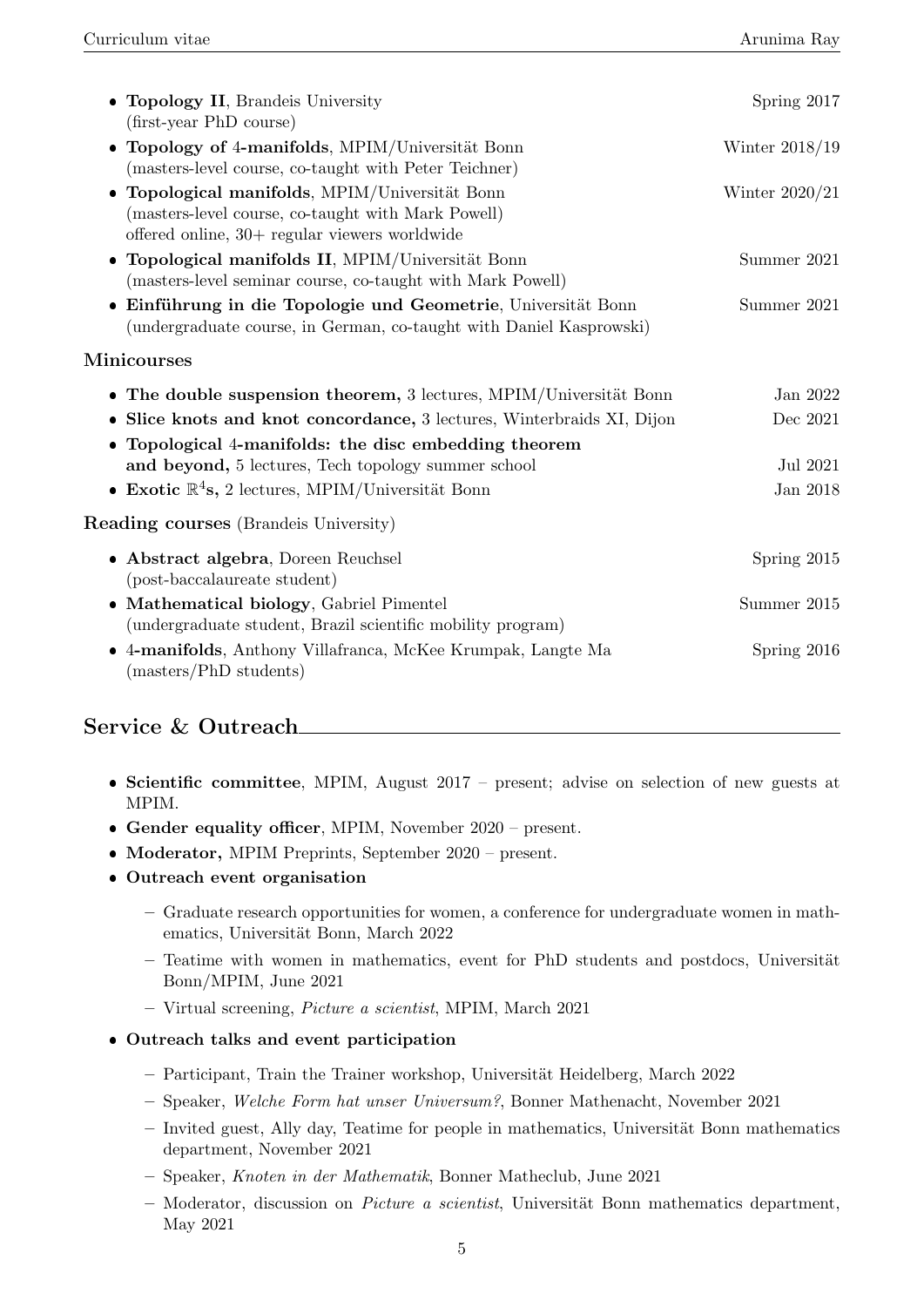- **Topology II**, Brandeis University (first-year PhD course) — Spring 2017
- **Topology of 4-manifolds**, MPIM/Universität Bonn (masters-level course, co-taught with Peter Teichner) — Winter 2018/19
- **Topological manifolds**, MPIM/Universität Bonn (masters-level course, co-taught with Mark Powell) offered online, 30+ regular viewers worldwide — Winter 2020/21
- **Topological manifolds II**, MPIM/Universität Bonn (masters-level seminar course, co-taught with Mark Powell) — Summer 2021
- **Einführung in die Topologie und Geometrie**, Universität Bonn (undergraduate course, in German, co-taught with Daniel Kasprowski) — Summer 2021

### Minicourses

- **The double suspension theorem,** 3 lectures, MPIM/Universität Bonn — Jan 2022
- **Slice knots and knot concordance,** 3 lectures, Winterbraids XI, Dijon — Dec 2021
- **Topological 4-manifolds: the disc embedding theorem and beyond,** 5 lectures, Tech topology summer school — Jul 2021
- **Exotic $\mathbb{R}^4$s,** 2 lectures, MPIM/Universität Bonn — Jan 2018

### Reading courses (Brandeis University)

- **Abstract algebra**, Doreen Reuchsel (post-baccalaureate student) — Spring 2015
- **Mathematical biology**, Gabriel Pimentel (undergraduate student, Brazil scientific mobility program) — Summer 2015
- **4-manifolds**, Anthony Villafranca, McKee Krumpak, Langte Ma (masters/PhD students) — Spring 2016

## Service & Outreach

- **Scientific committee**, MPIM, August 2017 – present; advise on selection of new guests at MPIM.
- **Gender equality officer**, MPIM, November 2020 – present.
- **Moderator,** MPIM Preprints, September 2020 – present.
- **Outreach event organisation**
  - Graduate research opportunities for women, a conference for undergraduate women in mathematics, Universität Bonn, March 2022
  - Teatime with women in mathematics, event for PhD students and postdocs, Universität Bonn/MPIM, June 2021
  - Virtual screening, *Picture a scientist*, MPIM, March 2021
- **Outreach talks and event participation**
  - Participant, Train the Trainer workshop, Universität Heidelberg, March 2022
  - Speaker, *Welche Form hat unser Universum?*, Bonner Mathenacht, November 2021
  - Invited guest, Ally day, Teatime for people in mathematics, Universität Bonn mathematics department, November 2021
  - Speaker, *Knoten in der Mathematik*, Bonner Matheclub, June 2021
  - Moderator, discussion on *Picture a scientist*, Universität Bonn mathematics department, May 2021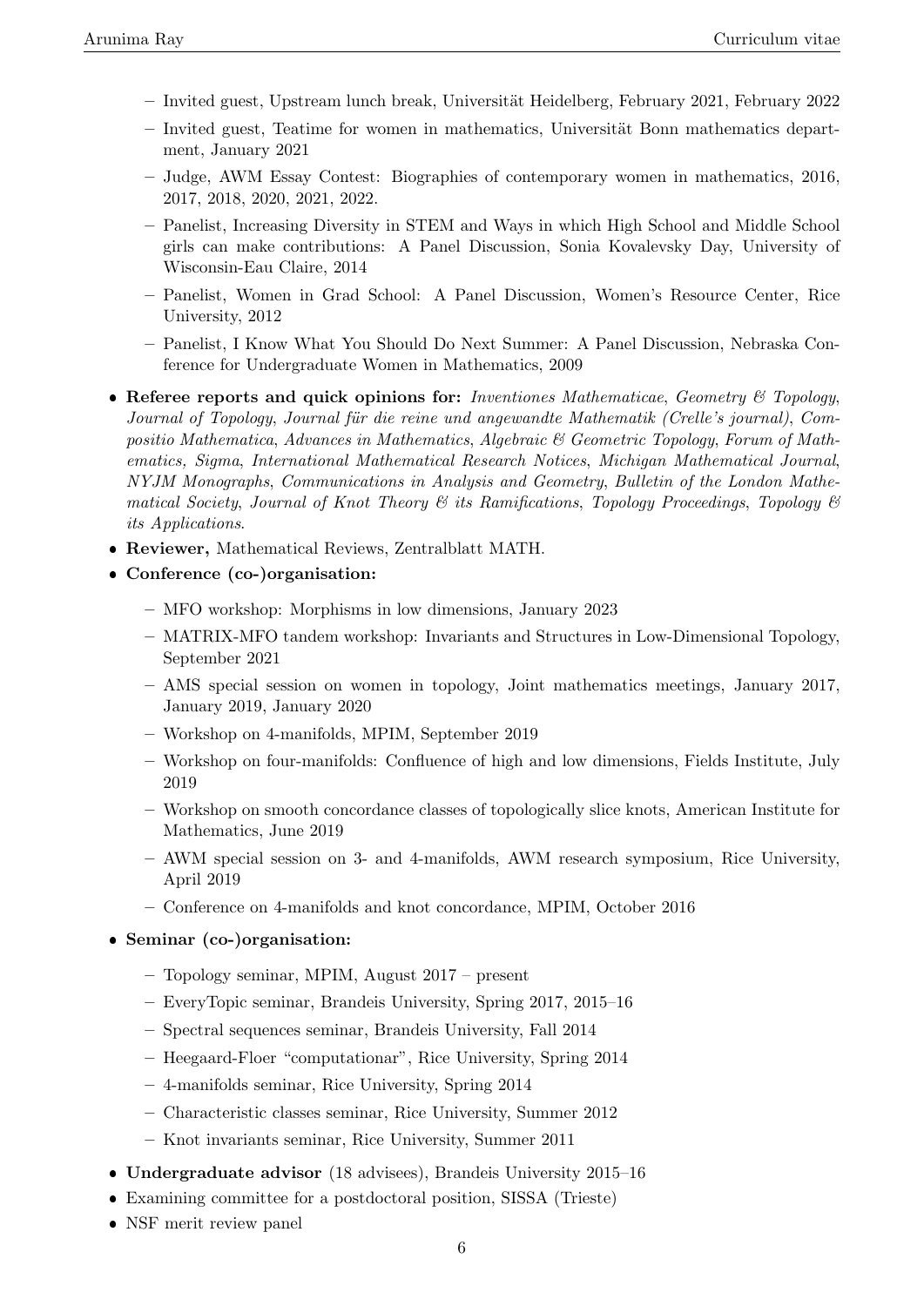- Invited guest, Upstream lunch break, Universität Heidelberg, February 2021, February 2022
  - Invited guest, Teatime for women in mathematics, Universität Bonn mathematics department, January 2021
  - Judge, AWM Essay Contest: Biographies of contemporary women in mathematics, 2016, 2017, 2018, 2020, 2021, 2022.
  - Panelist, Increasing Diversity in STEM and Ways in which High School and Middle School girls can make contributions: A Panel Discussion, Sonia Kovalevsky Day, University of Wisconsin-Eau Claire, 2014
  - Panelist, Women in Grad School: A Panel Discussion, Women's Resource Center, Rice University, 2012
  - Panelist, I Know What You Should Do Next Summer: A Panel Discussion, Nebraska Conference for Undergraduate Women in Mathematics, 2009

- **Referee reports and quick opinions for:** *Inventiones Mathematicae*, *Geometry & Topology*, *Journal of Topology*, *Journal für die reine und angewandte Mathematik (Crelle's journal)*, *Compositio Mathematica*, *Advances in Mathematics*, *Algebraic & Geometric Topology*, *Forum of Mathematics, Sigma*, *International Mathematical Research Notices*, *Michigan Mathematical Journal*, *NYJM Monographs*, *Communications in Analysis and Geometry*, *Bulletin of the London Mathematical Society*, *Journal of Knot Theory & its Ramifications*, *Topology Proceedings*, *Topology & its Applications*.
- **Reviewer,** Mathematical Reviews, Zentralblatt MATH.
- **Conference (co-)organisation:**
  - MFO workshop: Morphisms in low dimensions, January 2023
  - MATRIX-MFO tandem workshop: Invariants and Structures in Low-Dimensional Topology, September 2021
  - AMS special session on women in topology, Joint mathematics meetings, January 2017, January 2019, January 2020
  - Workshop on 4-manifolds, MPIM, September 2019
  - Workshop on four-manifolds: Confluence of high and low dimensions, Fields Institute, July 2019
  - Workshop on smooth concordance classes of topologically slice knots, American Institute for Mathematics, June 2019
  - AWM special session on 3- and 4-manifolds, AWM research symposium, Rice University, April 2019
  - Conference on 4-manifolds and knot concordance, MPIM, October 2016
- **Seminar (co-)organisation:**
  - Topology seminar, MPIM, August 2017 – present
  - EveryTopic seminar, Brandeis University, Spring 2017, 2015–16
  - Spectral sequences seminar, Brandeis University, Fall 2014
  - Heegaard-Floer "computationar", Rice University, Spring 2014
  - 4-manifolds seminar, Rice University, Spring 2014
  - Characteristic classes seminar, Rice University, Summer 2012
  - Knot invariants seminar, Rice University, Summer 2011
- **Undergraduate advisor** (18 advisees), Brandeis University 2015–16
- Examining committee for a postdoctoral position, SISSA (Trieste)
- NSF merit review panel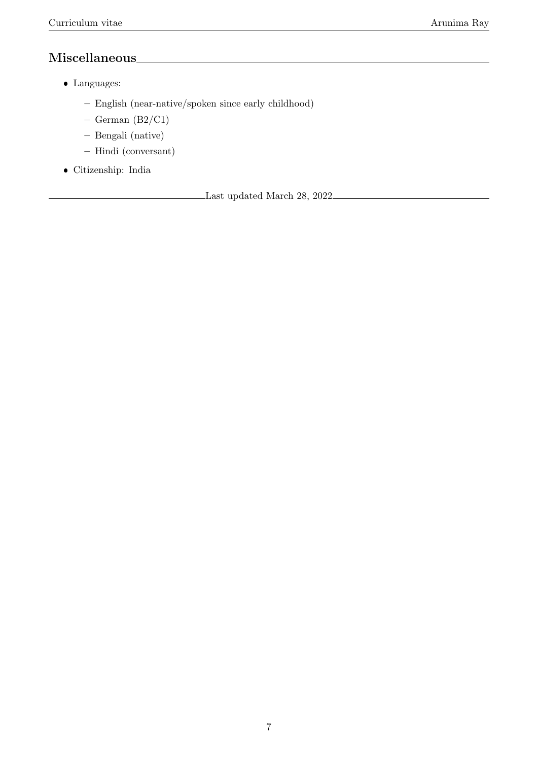## Miscellaneous

- Languages:
  - English (near-native/spoken since early childhood)
  - German (B2/C1)
  - Bengali (native)
  - Hindi (conversant)
- Citizenship: India

Last updated March 28, 2022